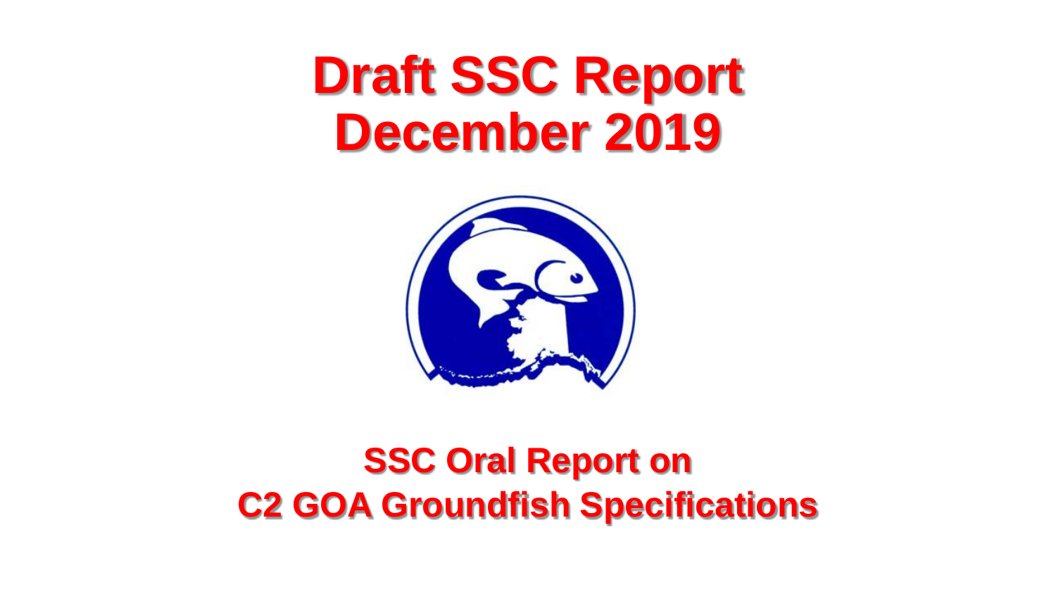# Draft SSC Report
# December 2019

## SSC Oral Report on
## C2 GOA Groundfish Specifications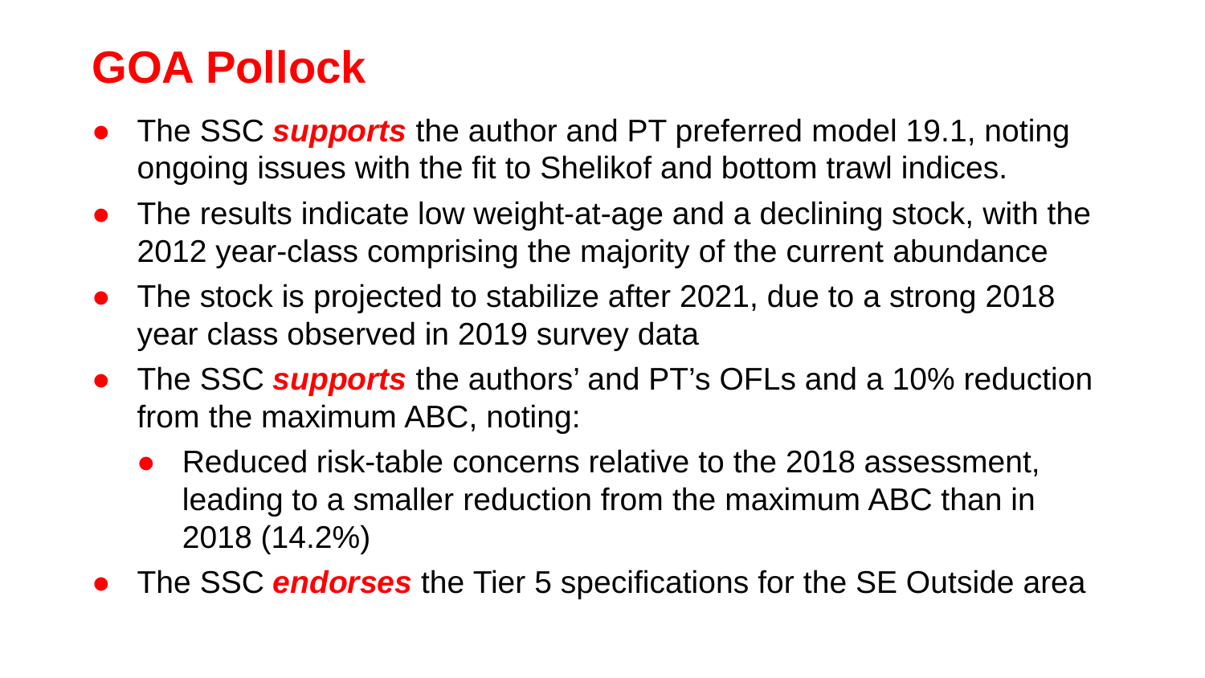# GOA Pollock

- The SSC ***supports*** the author and PT preferred model 19.1, noting ongoing issues with the fit to Shelikof and bottom trawl indices.
- The results indicate low weight-at-age and a declining stock, with the 2012 year-class comprising the majority of the current abundance
- The stock is projected to stabilize after 2021, due to a strong 2018 year class observed in 2019 survey data
- The SSC ***supports*** the authors' and PT's OFLs and a 10% reduction from the maximum ABC, noting:
  - Reduced risk-table concerns relative to the 2018 assessment, leading to a smaller reduction from the maximum ABC than in 2018 (14.2%)
- The SSC ***endorses*** the Tier 5 specifications for the SE Outside area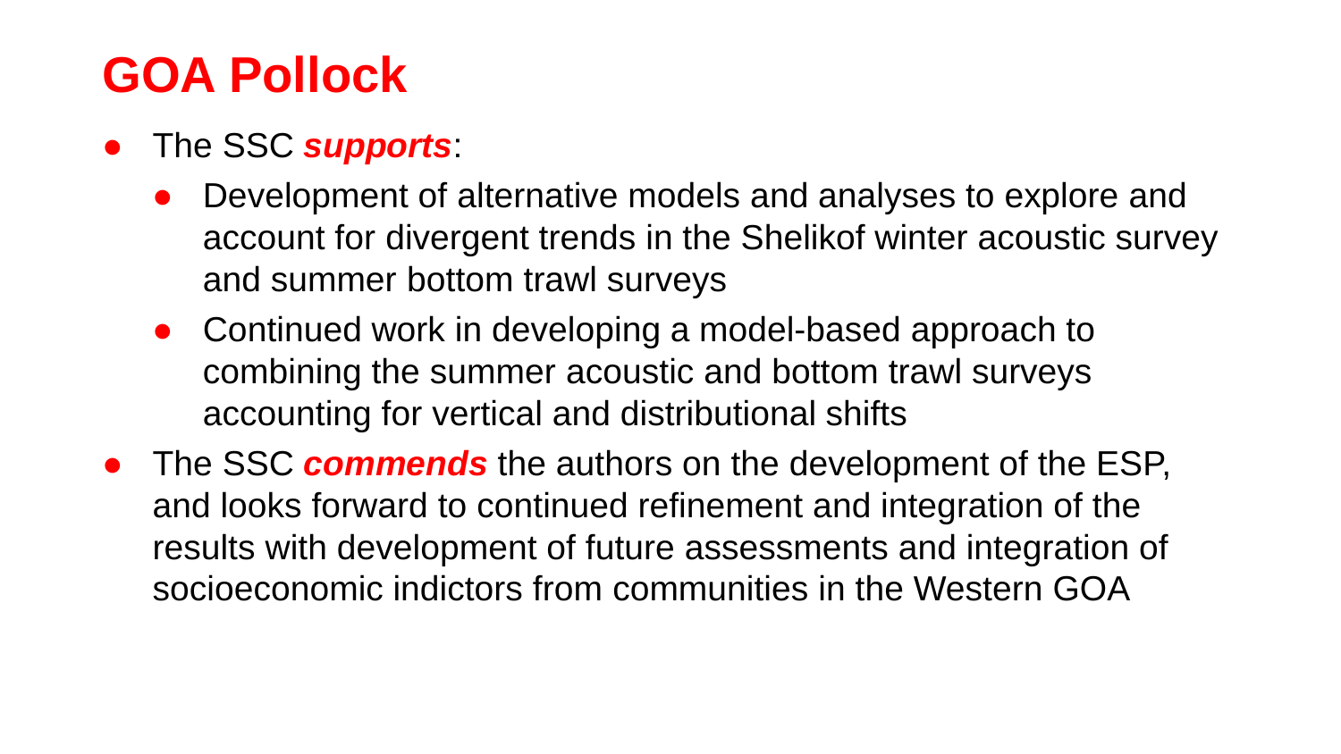# GOA Pollock

- The SSC ***supports***:
  - Development of alternative models and analyses to explore and account for divergent trends in the Shelikof winter acoustic survey and summer bottom trawl surveys
  - Continued work in developing a model-based approach to combining the summer acoustic and bottom trawl surveys accounting for vertical and distributional shifts
- The SSC ***commends*** the authors on the development of the ESP, and looks forward to continued refinement and integration of the results with development of future assessments and integration of socioeconomic indictors from communities in the Western GOA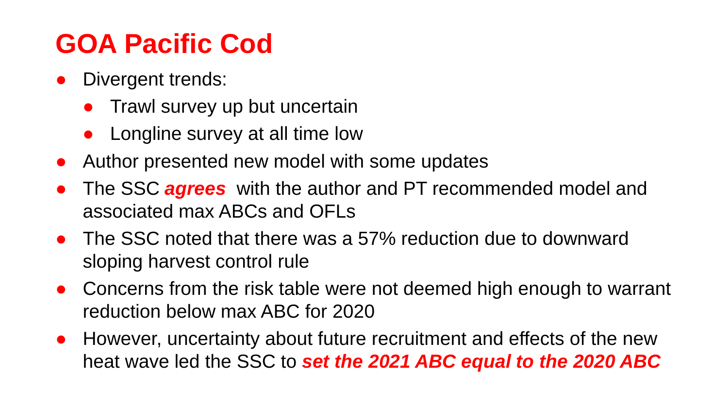# GOA Pacific Cod

- Divergent trends:
  - Trawl survey up but uncertain
  - Longline survey at all time low
- Author presented new model with some updates
- The SSC ***agrees*** with the author and PT recommended model and associated max ABCs and OFLs
- The SSC noted that there was a 57% reduction due to downward sloping harvest control rule
- Concerns from the risk table were not deemed high enough to warrant reduction below max ABC for 2020
- However, uncertainty about future recruitment and effects of the new heat wave led the SSC to ***set the 2021 ABC equal to the 2020 ABC***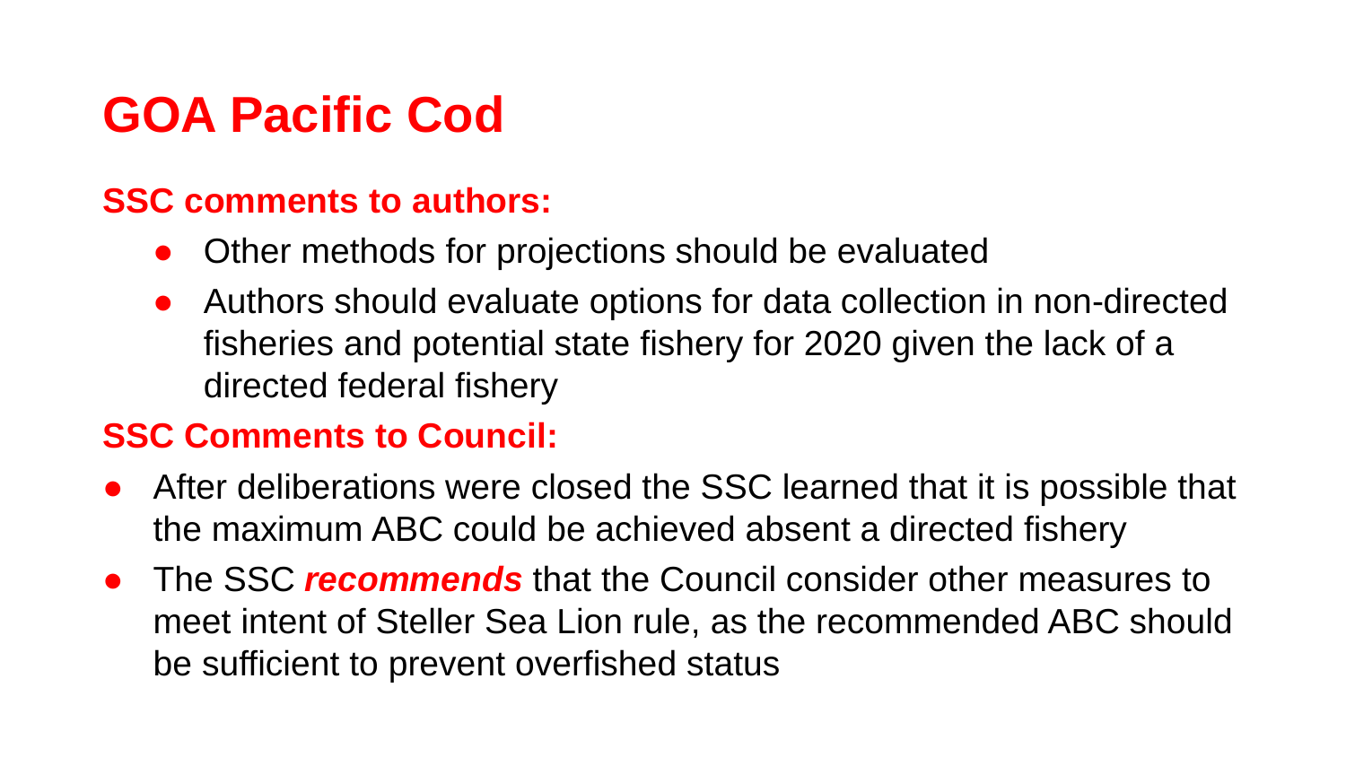# GOA Pacific Cod

**SSC comments to authors:**

- Other methods for projections should be evaluated
- Authors should evaluate options for data collection in non-directed fisheries and potential state fishery for 2020 given the lack of a directed federal fishery

**SSC Comments to Council:**

- After deliberations were closed the SSC learned that it is possible that the maximum ABC could be achieved absent a directed fishery
- The SSC ***recommends*** that the Council consider other measures to meet intent of Steller Sea Lion rule, as the recommended ABC should be sufficient to prevent overfished status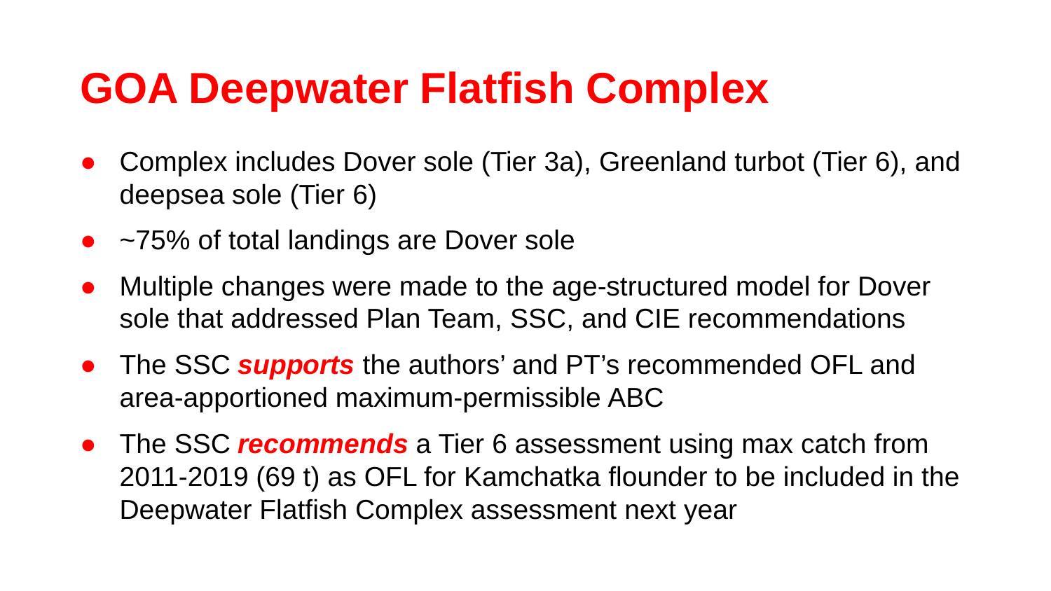# GOA Deepwater Flatfish Complex

- Complex includes Dover sole (Tier 3a), Greenland turbot (Tier 6), and deepsea sole (Tier 6)
- ~75% of total landings are Dover sole
- Multiple changes were made to the age-structured model for Dover sole that addressed Plan Team, SSC, and CIE recommendations
- The SSC ***supports*** the authors' and PT's recommended OFL and area-apportioned maximum-permissible ABC
- The SSC ***recommends*** a Tier 6 assessment using max catch from 2011-2019 (69 t) as OFL for Kamchatka flounder to be included in the Deepwater Flatfish Complex assessment next year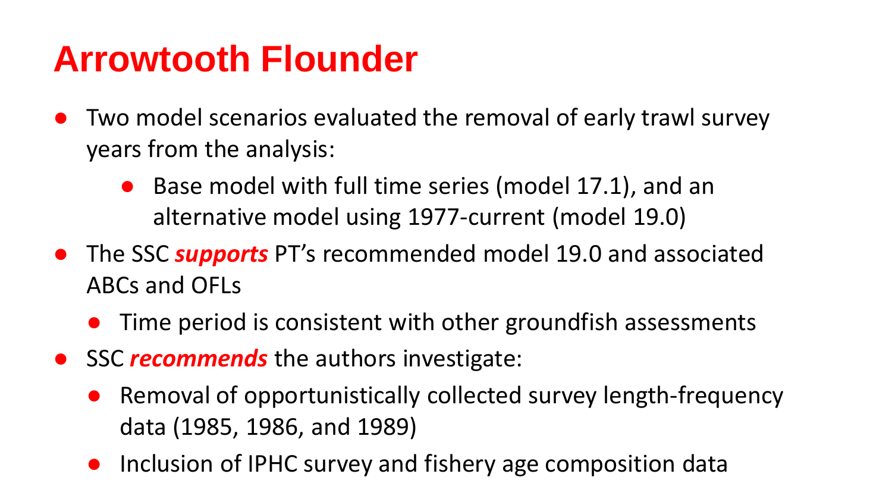# Arrowtooth Flounder

- Two model scenarios evaluated the removal of early trawl survey years from the analysis:
  - Base model with full time series (model 17.1), and an alternative model using 1977-current (model 19.0)
- The SSC ***supports*** PT's recommended model 19.0 and associated ABCs and OFLs
  - Time period is consistent with other groundfish assessments
- SSC ***recommends*** the authors investigate:
  - Removal of opportunistically collected survey length-frequency data (1985, 1986, and 1989)
  - Inclusion of IPHC survey and fishery age composition data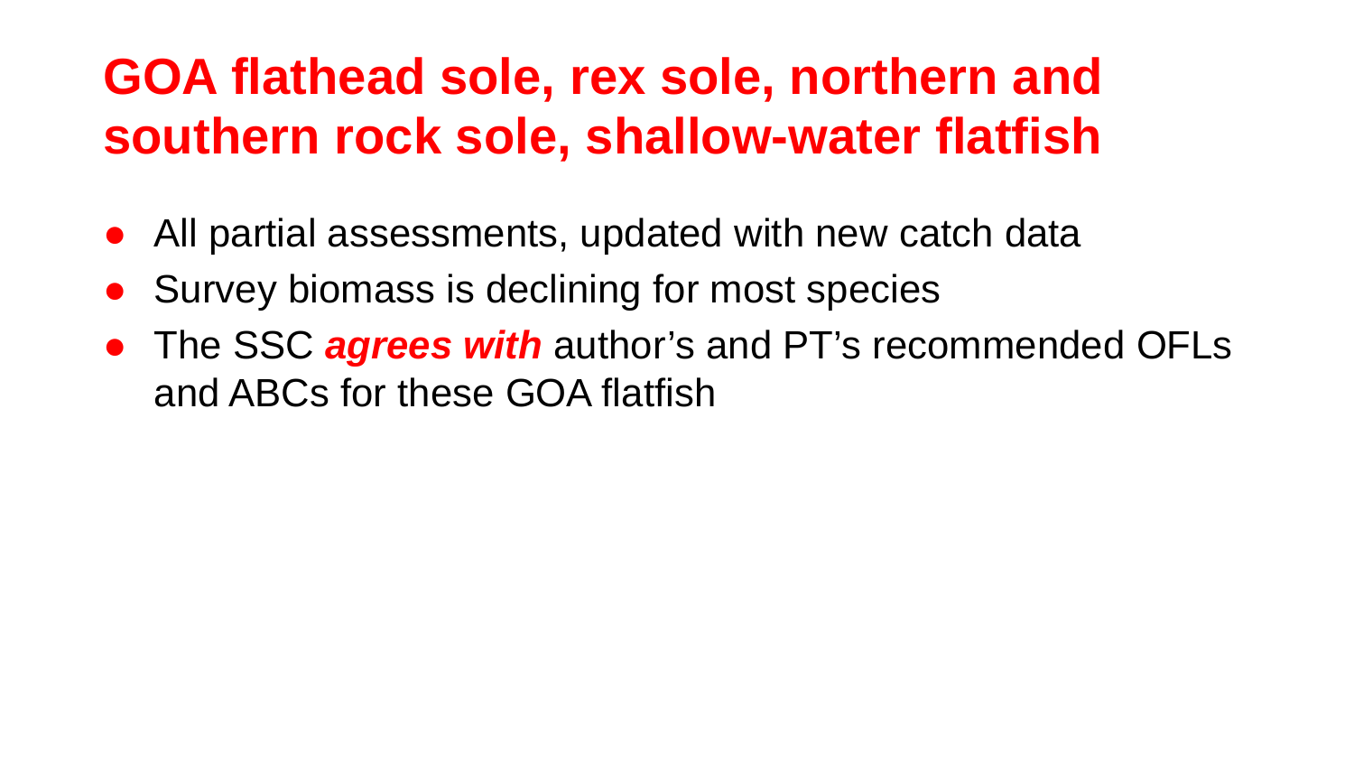# GOA flathead sole, rex sole, northern and southern rock sole, shallow-water flatfish

- All partial assessments, updated with new catch data
- Survey biomass is declining for most species
- The SSC ***agrees with*** author’s and PT’s recommended OFLs and ABCs for these GOA flatfish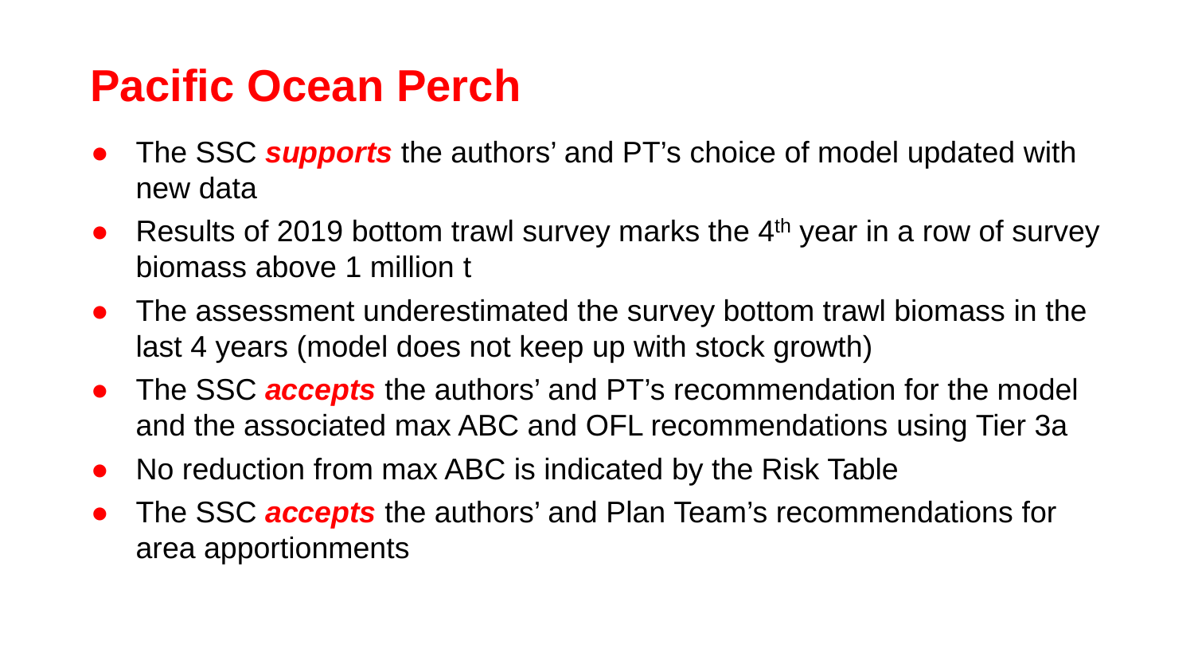# Pacific Ocean Perch

- The SSC ***supports*** the authors' and PT's choice of model updated with new data
- Results of 2019 bottom trawl survey marks the 4th year in a row of survey biomass above 1 million t
- The assessment underestimated the survey bottom trawl biomass in the last 4 years (model does not keep up with stock growth)
- The SSC ***accepts*** the authors' and PT's recommendation for the model and the associated max ABC and OFL recommendations using Tier 3a
- No reduction from max ABC is indicated by the Risk Table
- The SSC ***accepts*** the authors' and Plan Team's recommendations for area apportionments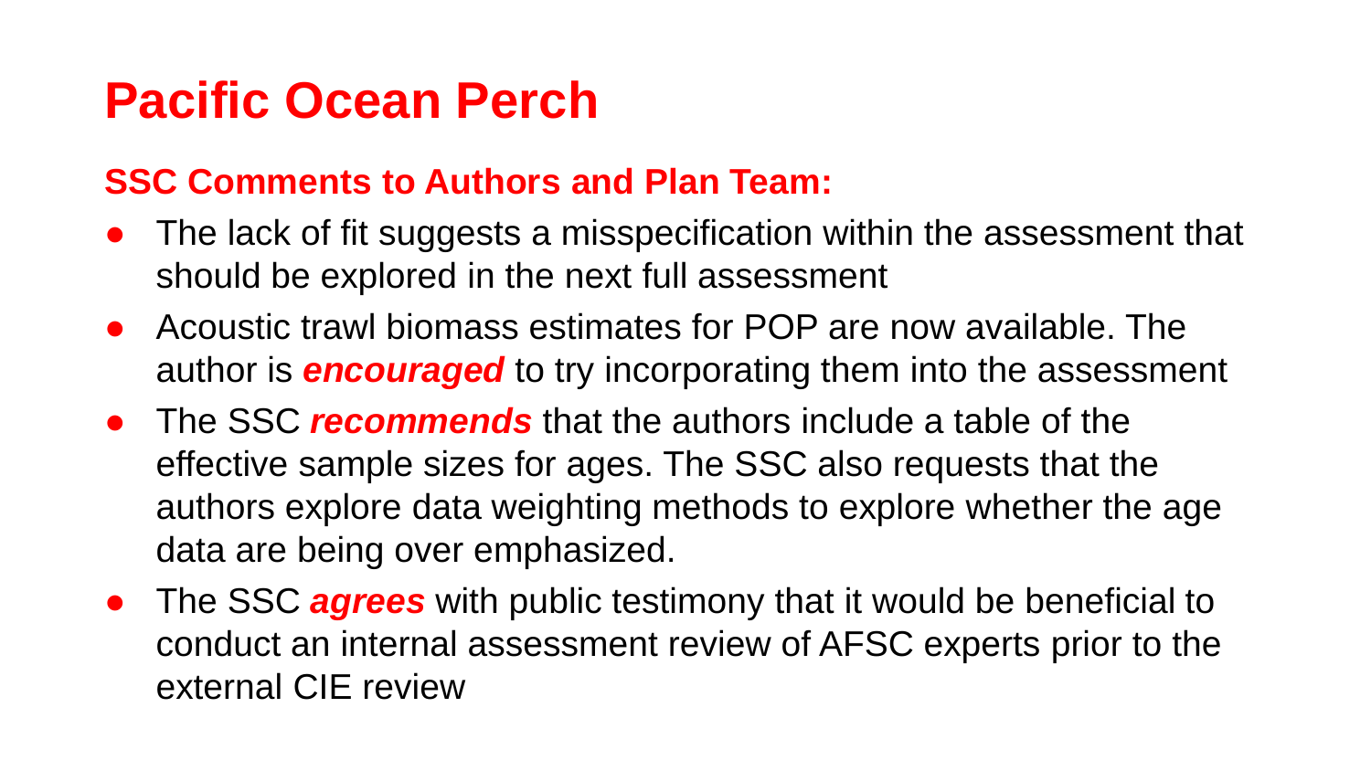# Pacific Ocean Perch

## SSC Comments to Authors and Plan Team:

- The lack of fit suggests a misspecification within the assessment that should be explored in the next full assessment
- Acoustic trawl biomass estimates for POP are now available. The author is ***encouraged*** to try incorporating them into the assessment
- The SSC ***recommends*** that the authors include a table of the effective sample sizes for ages. The SSC also requests that the authors explore data weighting methods to explore whether the age data are being over emphasized.
- The SSC ***agrees*** with public testimony that it would be beneficial to conduct an internal assessment review of AFSC experts prior to the external CIE review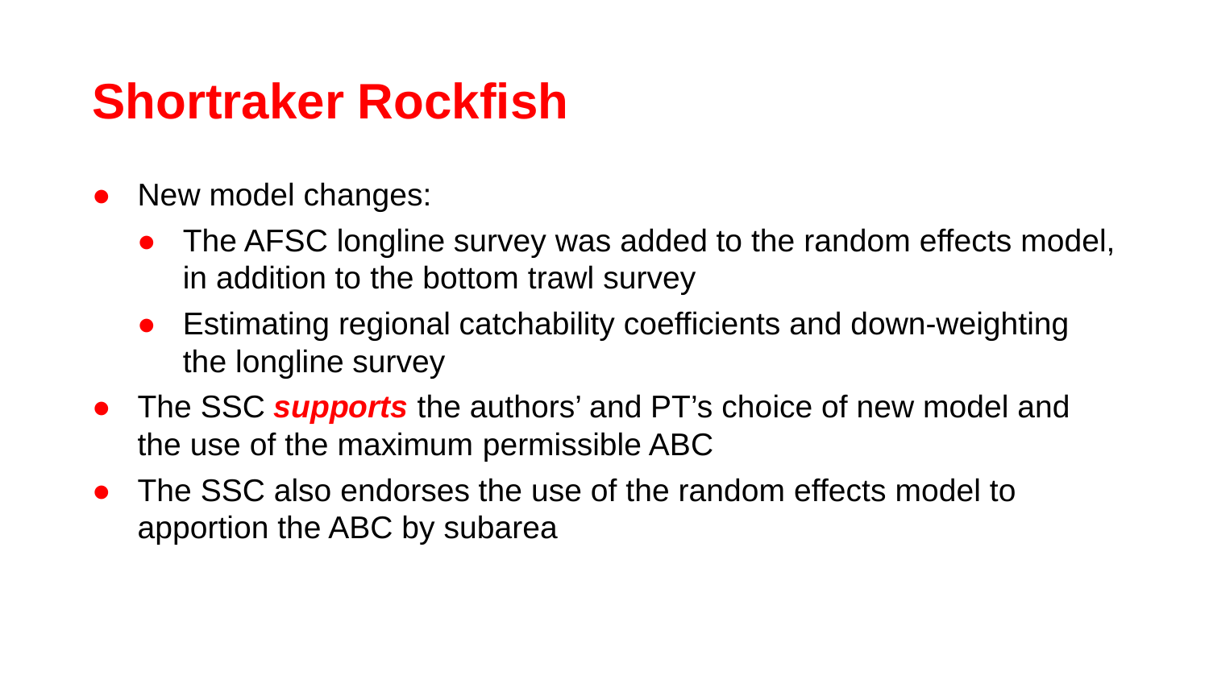# Shortraker Rockfish

- New model changes:
  - The AFSC longline survey was added to the random effects model, in addition to the bottom trawl survey
  - Estimating regional catchability coefficients and down-weighting the longline survey
- The SSC ***supports*** the authors' and PT's choice of new model and the use of the maximum permissible ABC
- The SSC also endorses the use of the random effects model to apportion the ABC by subarea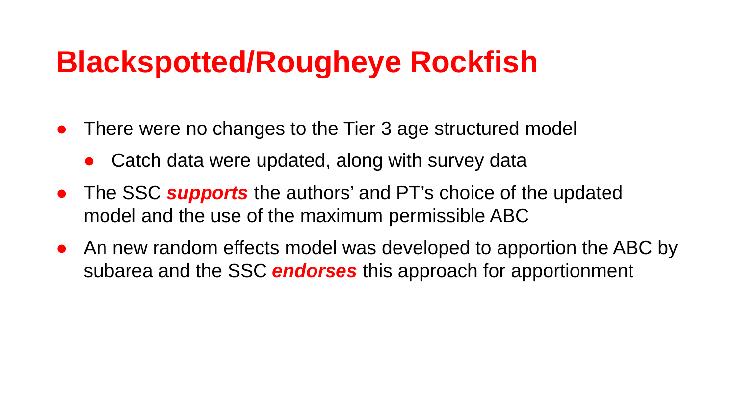# Blackspotted/Rougheye Rockfish

- There were no changes to the Tier 3 age structured model
  - Catch data were updated, along with survey data
- The SSC ***supports*** the authors' and PT's choice of the updated model and the use of the maximum permissible ABC
- An new random effects model was developed to apportion the ABC by subarea and the SSC ***endorses*** this approach for apportionment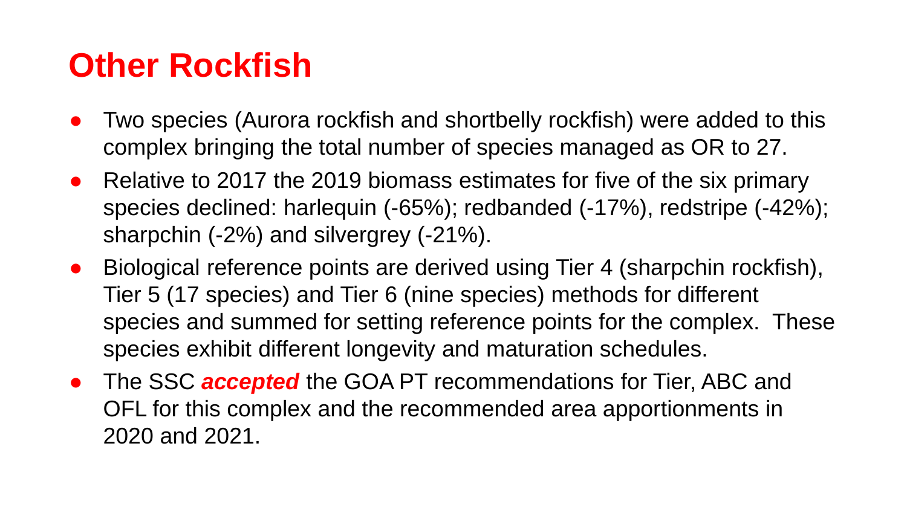# Other Rockfish

- Two species (Aurora rockfish and shortbelly rockfish) were added to this complex bringing the total number of species managed as OR to 27.
- Relative to 2017 the 2019 biomass estimates for five of the six primary species declined: harlequin (-65%); redbanded (-17%), redstripe (-42%); sharpchin (-2%) and silvergrey (-21%).
- Biological reference points are derived using Tier 4 (sharpchin rockfish), Tier 5 (17 species) and Tier 6 (nine species) methods for different species and summed for setting reference points for the complex. These species exhibit different longevity and maturation schedules.
- The SSC ***accepted*** the GOA PT recommendations for Tier, ABC and OFL for this complex and the recommended area apportionments in 2020 and 2021.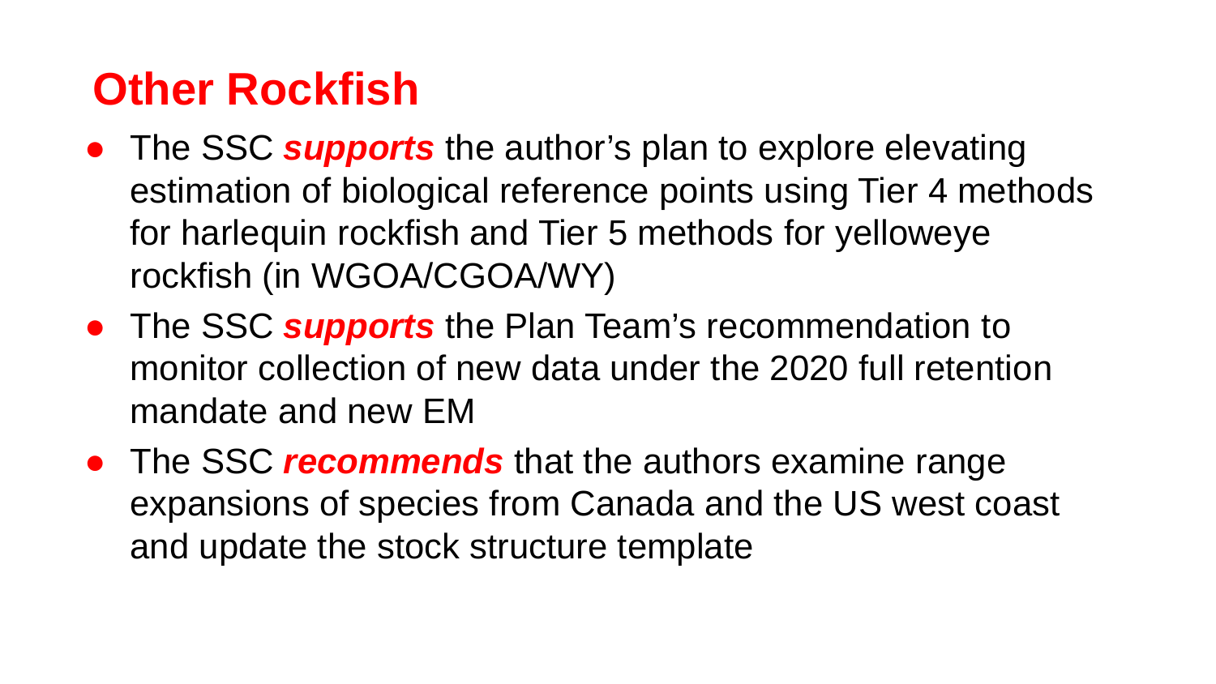# Other Rockfish

- The SSC ***supports*** the author's plan to explore elevating estimation of biological reference points using Tier 4 methods for harlequin rockfish and Tier 5 methods for yelloweye rockfish (in WGOA/CGOA/WY)
- The SSC ***supports*** the Plan Team's recommendation to monitor collection of new data under the 2020 full retention mandate and new EM
- The SSC ***recommends*** that the authors examine range expansions of species from Canada and the US west coast and update the stock structure template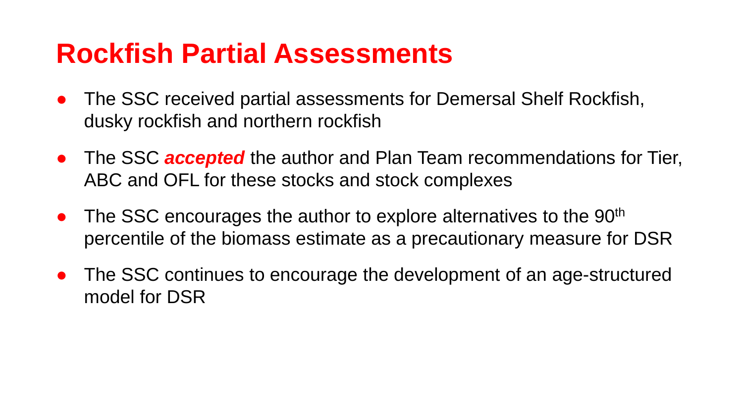# Rockfish Partial Assessments

- The SSC received partial assessments for Demersal Shelf Rockfish, dusky rockfish and northern rockfish
- The SSC ***accepted*** the author and Plan Team recommendations for Tier, ABC and OFL for these stocks and stock complexes
- The SSC encourages the author to explore alternatives to the 90th percentile of the biomass estimate as a precautionary measure for DSR
- The SSC continues to encourage the development of an age-structured model for DSR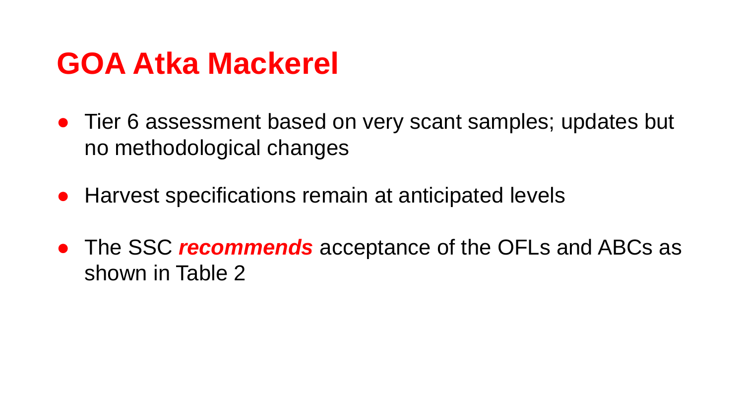# GOA Atka Mackerel

- Tier 6 assessment based on very scant samples; updates but no methodological changes
- Harvest specifications remain at anticipated levels
- The SSC ***recommends*** acceptance of the OFLs and ABCs as shown in Table 2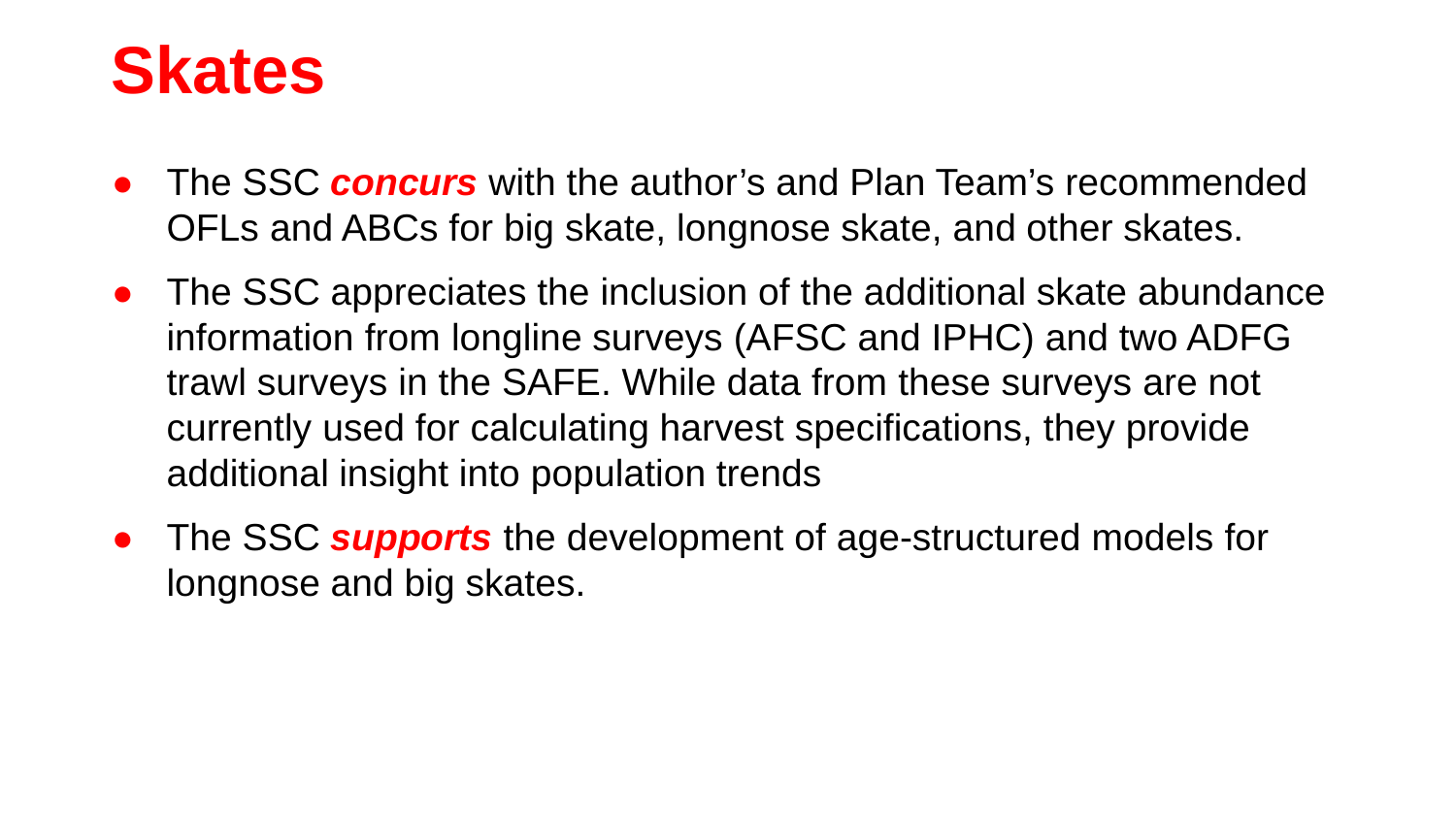# Skates

- The SSC ***concurs*** with the author's and Plan Team's recommended OFLs and ABCs for big skate, longnose skate, and other skates.
- The SSC appreciates the inclusion of the additional skate abundance information from longline surveys (AFSC and IPHC) and two ADFG trawl surveys in the SAFE. While data from these surveys are not currently used for calculating harvest specifications, they provide additional insight into population trends
- The SSC ***supports*** the development of age-structured models for longnose and big skates.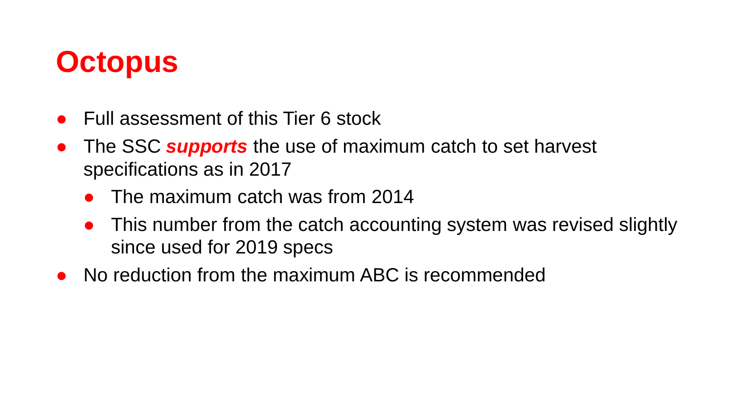# Octopus

- Full assessment of this Tier 6 stock
- The SSC ***supports*** the use of maximum catch to set harvest specifications as in 2017
  - The maximum catch was from 2014
  - This number from the catch accounting system was revised slightly since used for 2019 specs
- No reduction from the maximum ABC is recommended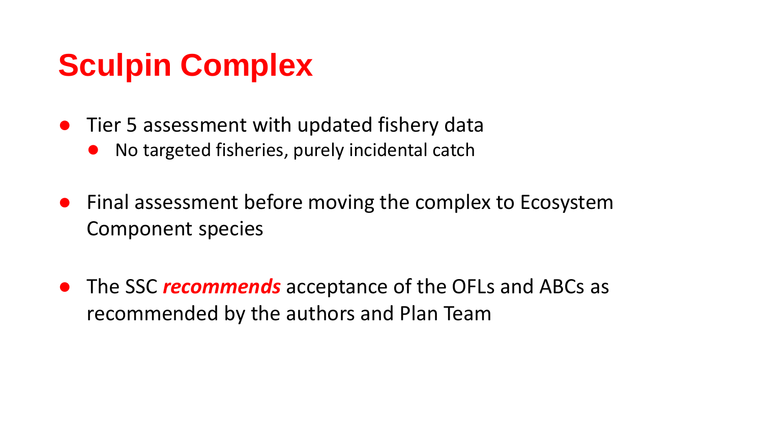# Sculpin Complex

- Tier 5 assessment with updated fishery data
  - No targeted fisheries, purely incidental catch

- Final assessment before moving the complex to Ecosystem Component species

- The SSC ***recommends*** acceptance of the OFLs and ABCs as recommended by the authors and Plan Team